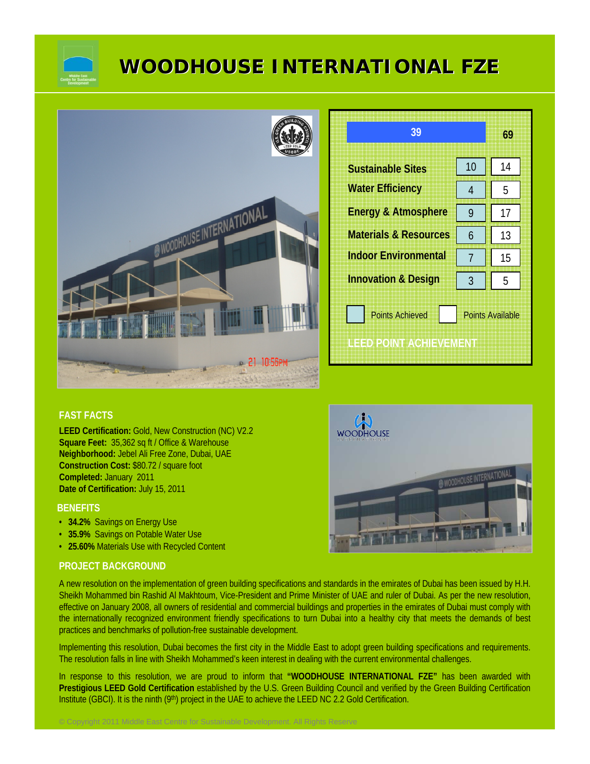# WOODHOUSE INTERNATIONAL FZE

| LEED POINT ACHIEVEMENT | Points Achieved | Points Available |
|---|---|---|
| Total | 39 | 69 |
| Sustainable Sites | 10 | 14 |
| Water Efficiency | 4 | 5 |
| Energy & Atmosphere | 9 | 17 |
| Materials & Resources | 6 | 13 |
| Indoor Environmental | 7 | 15 |
| Innovation & Design | 3 | 5 |

## FAST FACTS

**LEED Certification:** Gold, New Construction (NC) V2.2
**Square Feet:** 35,362 sq ft / Office & Warehouse
**Neighborhood:** Jebel Ali Free Zone, Dubai, UAE
**Construction Cost:** $80.72 / square foot
**Completed:** January 2011
**Date of Certification:** July 15, 2011

## BENEFITS

- **34.2%** Savings on Energy Use
- **35.9%** Savings on Potable Water Use
- **25.60%** Materials Use with Recycled Content

## PROJECT BACKGROUND

A new resolution on the implementation of green building specifications and standards in the emirates of Dubai has been issued by H.H. Sheikh Mohammed bin Rashid Al Makhtoum, Vice-President and Prime Minister of UAE and ruler of Dubai. As per the new resolution, effective on January 2008, all owners of residential and commercial buildings and properties in the emirates of Dubai must comply with the internationally recognized environment friendly specifications to turn Dubai into a healthy city that meets the demands of best practices and benchmarks of pollution-free sustainable development.

Implementing this resolution, Dubai becomes the first city in the Middle East to adopt green building specifications and requirements. The resolution falls in line with Sheikh Mohammed's keen interest in dealing with the current environmental challenges.

In response to this resolution, we are proud to inform that **"WOODHOUSE INTERNATIONAL FZE"** has been awarded with **Prestigious LEED Gold Certification** established by the U.S. Green Building Council and verified by the Green Building Certification Institute (GBCI). It is the ninth (9th) project in the UAE to achieve the LEED NC 2.2 Gold Certification.

© Copyright 2011 Middle East Centre for Sustainable Development. All Rights Reserve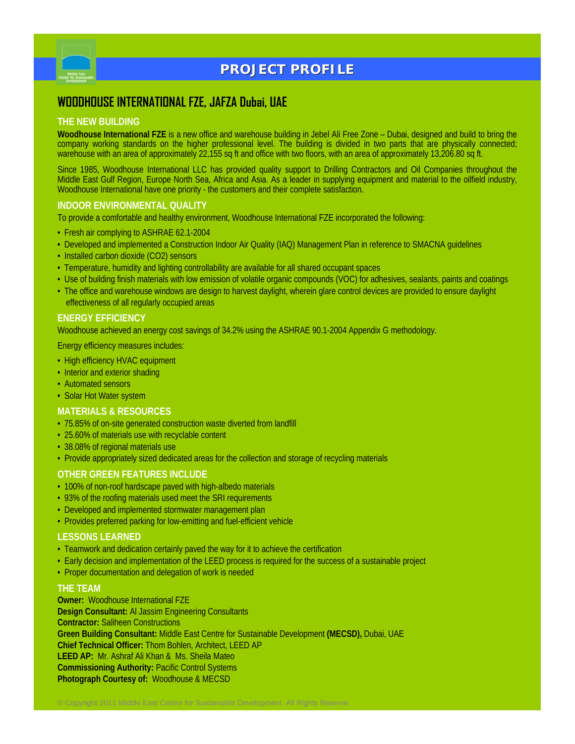# PROJECT PROFILE

## WOODHOUSE INTERNATIONAL FZE, JAFZA Dubai, UAE

### THE NEW BUILDING

**Woodhouse International FZE** is a new office and warehouse building in Jebel Ali Free Zone – Dubai, designed and build to bring the company working standards on the higher professional level. The building is divided in two parts that are physically connected; warehouse with an area of approximately 22,155 sq ft and office with two floors, with an area of approximately 13,206.80 sq ft.

Since 1985, Woodhouse International LLC has provided quality support to Drilling Contractors and Oil Companies throughout the Middle East Gulf Region, Europe North Sea, Africa and Asia. As a leader in supplying equipment and material to the oilfield industry, Woodhouse International have one priority - the customers and their complete satisfaction.

### INDOOR ENVIRONMENTAL QUALITY

To provide a comfortable and healthy environment, Woodhouse International FZE incorporated the following:

- Fresh air complying to ASHRAE 62.1-2004
- Developed and implemented a Construction Indoor Air Quality (IAQ) Management Plan in reference to SMACNA guidelines
- Installed carbon dioxide ($CO_2$) sensors
- Temperature, humidity and lighting controllability are available for all shared occupant spaces
- Use of building finish materials with low emission of volatile organic compounds (VOC) for adhesives, sealants, paints and coatings
- The office and warehouse windows are design to harvest daylight, wherein glare control devices are provided to ensure daylight effectiveness of all regularly occupied areas

### ENERGY EFFICIENCY

Woodhouse achieved an energy cost savings of 34.2% using the ASHRAE 90.1-2004 Appendix G methodology.

Energy efficiency measures includes:

- High efficiency HVAC equipment
- Interior and exterior shading
- Automated sensors
- Solar Hot Water system

### MATERIALS & RESOURCES

- 75.85% of on-site generated construction waste diverted from landfill
- 25.60% of materials use with recyclable content
- 38.08% of regional materials use
- Provide appropriately sized dedicated areas for the collection and storage of recycling materials

### OTHER GREEN FEATURES INCLUDE

- 100% of non-roof hardscape paved with high-albedo materials
- 93% of the roofing materials used meet the SRI requirements
- Developed and implemented stormwater management plan
- Provides preferred parking for low-emitting and fuel-efficient vehicle

### LESSONS LEARNED

- Teamwork and dedication certainly paved the way for it to achieve the certification
- Early decision and implementation of the LEED process is required for the success of a sustainable project
- Proper documentation and delegation of work is needed

### THE TEAM

**Owner:** Woodhouse International FZE
**Design Consultant:** Al Jassim Engineering Consultants
**Contractor:** Saliheen Constructions
**Green Building Consultant:** Middle East Centre for Sustainable Development **(MECSD),** Dubai, UAE
**Chief Technical Officer:** Thom Bohlen, Architect, LEED AP
**LEED AP:** Mr. Ashraf Ali Khan & Ms. Sheila Mateo
**Commissioning Authority:** Pacific Control Systems
**Photograph Courtesy of:** Woodhouse & MECSD

© Copyright 2011 Middle East Centre for Sustainable Development. All Rights Reserve